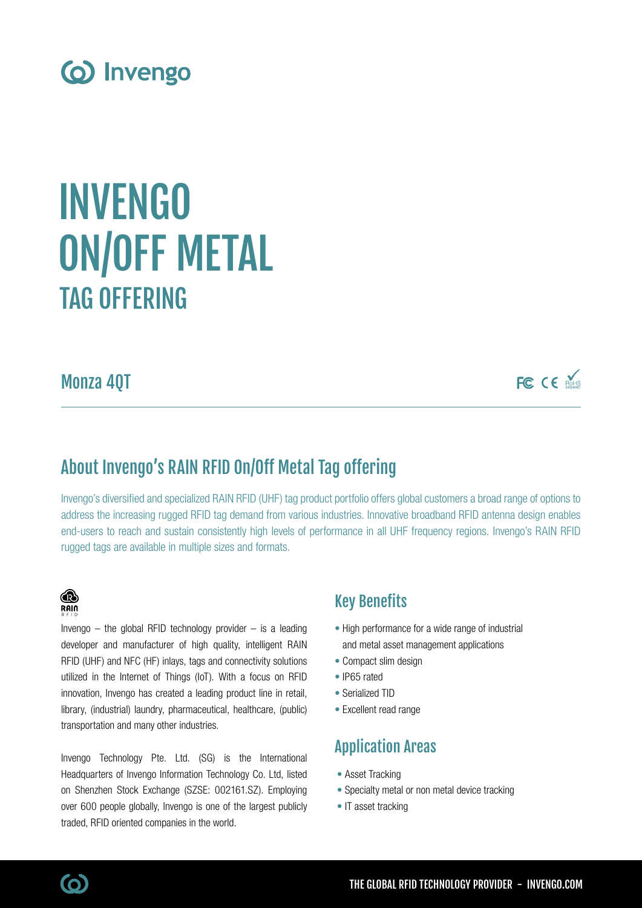Invengo

# INVENGO ON/OFF METAL TAG OFFERING

## Monza 4QT

FC CE RoHS

## About Invengo's RAIN RFID On/Off Metal Tag offering

Invengo's diversified and specialized RAIN RFID (UHF) tag product portfolio offers global customers a broad range of options to address the increasing rugged RFID tag demand from various industries. Innovative broadband RFID antenna design enables end-users to reach and sustain consistently high levels of performance in all UHF frequency regions. Invengo's RAIN RFID rugged tags are available in multiple sizes and formats.

RAIN RFID

Invengo – the global RFID technology provider – is a leading developer and manufacturer of high quality, intelligent RAIN RFID (UHF) and NFC (HF) inlays, tags and connectivity solutions utilized in the Internet of Things (IoT). With a focus on RFID innovation, Invengo has created a leading product line in retail, library, (industrial) laundry, pharmaceutical, healthcare, (public) transportation and many other industries.

Invengo Technology Pte. Ltd. (SG) is the International Headquarters of Invengo Information Technology Co. Ltd, listed on Shenzhen Stock Exchange (SZSE: 002161.SZ). Employing over 600 people globally, Invengo is one of the largest publicly traded, RFID oriented companies in the world.

## Key Benefits

- High performance for a wide range of industrial and metal asset management applications
- Compact slim design
- IP65 rated
- Serialized TID
- Excellent read range

## Application Areas

- Asset Tracking
- Specialty metal or non metal device tracking
- IT asset tracking

THE GLOBAL RFID TECHNOLOGY PROVIDER - INVENGO.COM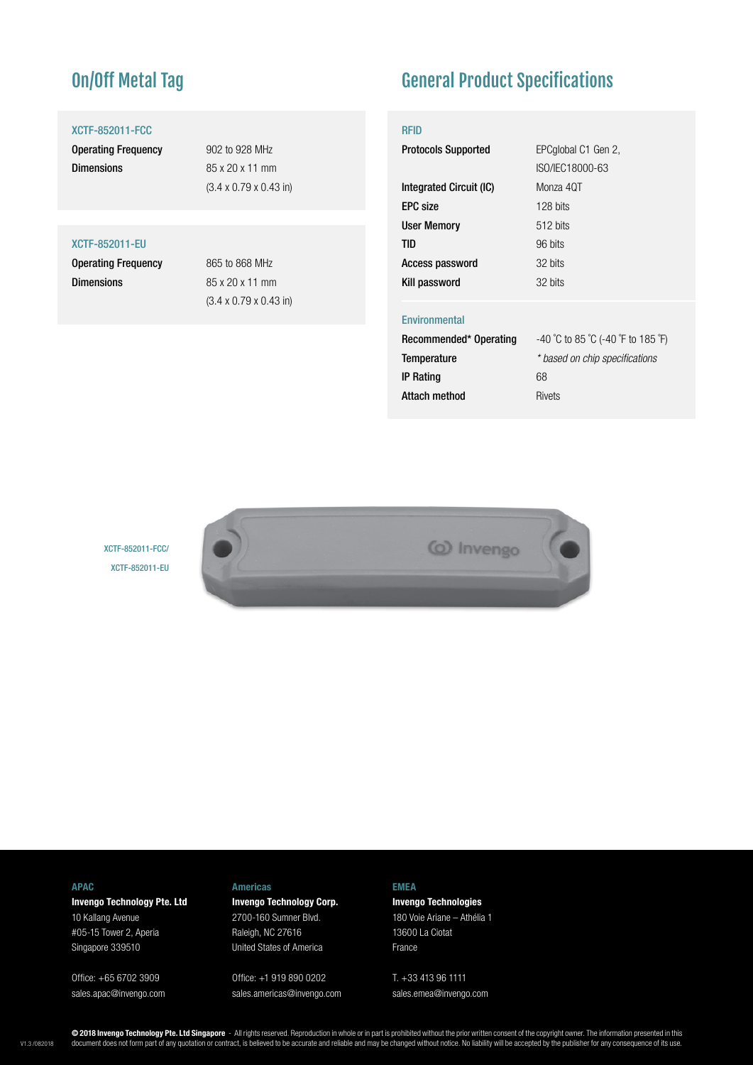## On/Off Metal Tag

### XCTF-852011-FCC

| | |
|---|---|
| Operating Frequency | 902 to 928 MHz |
| Dimensions | 85 x 20 x 11 mm (3.4 x 0.79 x 0.43 in) |

### XCTF-852011-EU

| | |
|---|---|
| Operating Frequency | 865 to 868 MHz |
| Dimensions | 85 x 20 x 11 mm (3.4 x 0.79 x 0.43 in) |

## General Product Specifications

### RFID

| | |
|---|---|
| Protocols Supported | EPCglobal C1 Gen 2, ISO/IEC18000-63 |
| Integrated Circuit (IC) | Monza 4QT |
| EPC size | 128 bits |
| User Memory | 512 bits |
| TID | 96 bits |
| Access password | 32 bits |
| Kill password | 32 bits |

### Environmental

| | |
|---|---|
| Recommended* Operating Temperature | -40 ˚C to 85 ˚C (-40 ˚F to 185 ˚F) *\* based on chip specifications* |
| IP Rating | 68 |
| Attach method | Rivets |

XCTF-852011-FCC/
XCTF-852011-EU

**APAC**
**Invengo Technology Pte. Ltd**
10 Kallang Avenue
#05-15 Tower 2, Aperia
Singapore 339510

Office: +65 6702 3909
sales.apac@invengo.com

**Americas**
**Invengo Technology Corp.**
2700-160 Sumner Blvd.
Raleigh, NC 27616
United States of America

Office: +1 919 890 0202
sales.americas@invengo.com

**EMEA**
**Invengo Technologies**
180 Voie Ariane – Athélia 1
13600 La Ciotat
France

T. +33 413 96 1111
sales.emea@invengo.com

**© 2018 Invengo Technology Pte. Ltd Singapore** - All rights reserved. Reproduction in whole or in part is prohibited without the prior written consent of the copyright owner. The information presented in this document does not form part of any quotation or contract, is believed to be accurate and reliable and may be changed without notice. No liability will be accepted by the publisher for any consequence of its use.

V1.3 /082018